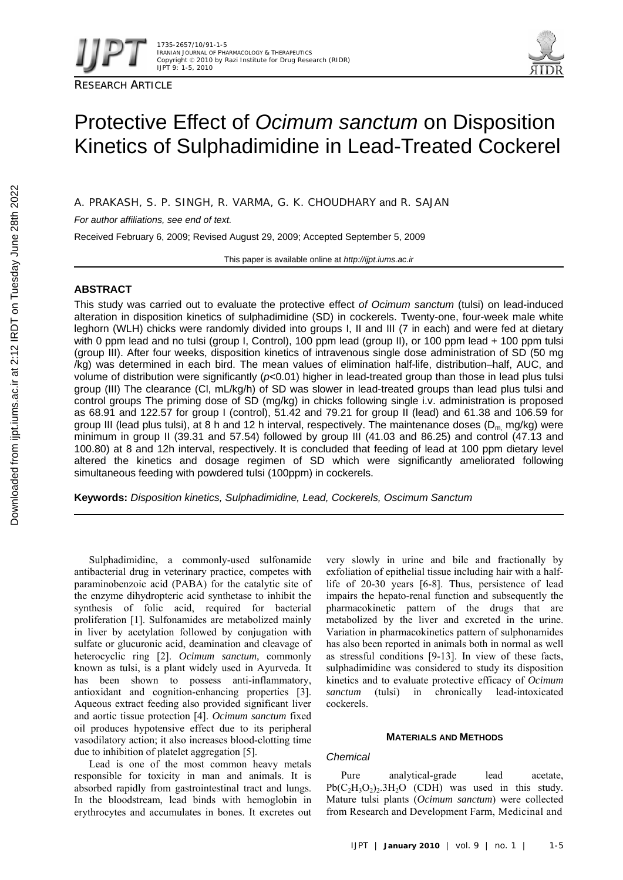RESEARCH ARTICLE

# Protective Effect of *Ocimum sanctum* on Disposition Kinetics of Sulphadimidine in Lead-Treated Cockerel

A. PRAKASH, S. P. SINGH, R. VARMA, G. K. CHOUDHARY and R. SAJAN

*For author affiliations, see end of text.*

Received February 6, 2009; Revised August 29, 2009; Accepted September 5, 2009

This paper is available online at *http://ijpt.iums.ac.ir*

## ABSTRACT

This study was carried out to evaluate the protective effect *of Ocimum sanctum* (tulsi) on lead-induced alteration in disposition kinetics of sulphadimidine (SD) in cockerels. Twenty-one, four-week male white leghorn (WLH) chicks were randomly divided into groups I, II and III (7 in each) and were fed at dietary with 0 ppm lead and no tulsi (group I, Control), 100 ppm lead (group II), or 100 ppm lead + 100 ppm tulsi (group III). After four weeks, disposition kinetics of intravenous single dose administration of SD (50 mg /kg) was determined in each bird. The mean values of elimination half-life, distribution–half, AUC, and volume of distribution were significantly ($p$<0.01) higher in lead-treated group than those in lead plus tulsi group (III) The clearance (Cl, mL/kg/h) of SD was slower in lead-treated groups than lead plus tulsi and control groups The priming dose of SD (mg/kg) in chicks following single i.v. administration is proposed as 68.91 and 122.57 for group I (control), 51.42 and 79.21 for group II (lead) and 61.38 and 106.59 for group III (lead plus tulsi), at 8 h and 12 h interval, respectively. The maintenance doses ($D_m$, mg/kg) were minimum in group II (39.31 and 57.54) followed by group III (41.03 and 86.25) and control (47.13 and 100.80) at 8 and 12h interval, respectively. It is concluded that feeding of lead at 100 ppm dietary level altered the kinetics and dosage regimen of SD which were significantly ameliorated following simultaneous feeding with powdered tulsi (100ppm) in cockerels.

**Keywords:** *Disposition kinetics, Sulphadimidine, Lead, Cockerels, Oscimum Sanctum*

Sulphadimidine, a commonly-used sulfonamide antibacterial drug in veterinary practice, competes with paraminobenzoic acid (PABA) for the catalytic site of the enzyme dihydropteric acid synthetase to inhibit the synthesis of folic acid, required for bacterial proliferation [1]. Sulfonamides are metabolized mainly in liver by acetylation followed by conjugation with sulfate or glucuronic acid, deamination and cleavage of heterocyclic ring [2]. *Ocimum sanctum,* commonly known as tulsi, is a plant widely used in Ayurveda. It has been shown to possess anti-inflammatory, antioxidant and cognition-enhancing properties [3]. Aqueous extract feeding also provided significant liver and aortic tissue protection [4]. *Ocimum sanctum* fixed oil produces hypotensive effect due to its peripheral vasodilatory action; it also increases blood-clotting time due to inhibition of platelet aggregation [5].

Lead is one of the most common heavy metals responsible for toxicity in man and animals. It is absorbed rapidly from gastrointestinal tract and lungs. In the bloodstream, lead binds with hemoglobin in erythrocytes and accumulates in bones. It excretes out very slowly in urine and bile and fractionally by exfoliation of epithelial tissue including hair with a half-life of 20-30 years [6-8]. Thus, persistence of lead impairs the hepato-renal function and subsequently the pharmacokinetic pattern of the drugs that are metabolized by the liver and excreted in the urine. Variation in pharmacokinetics pattern of sulphonamides has also been reported in animals both in normal as well as stressful conditions [9-13]. In view of these facts, sulphadimidine was considered to study its disposition kinetics and to evaluate protective efficacy of *Ocimum sanctum* (tulsi) in chronically lead-intoxicated cockerels.

## MATERIALS AND METHODS

### *Chemical*

Pure analytical-grade lead acetate, $Pb(C_2H_3O_2)_2.3H_2O$ (CDH) was used in this study. Mature tulsi plants (*Ocimum sanctum*) were collected from Research and Development Farm, Medicinal and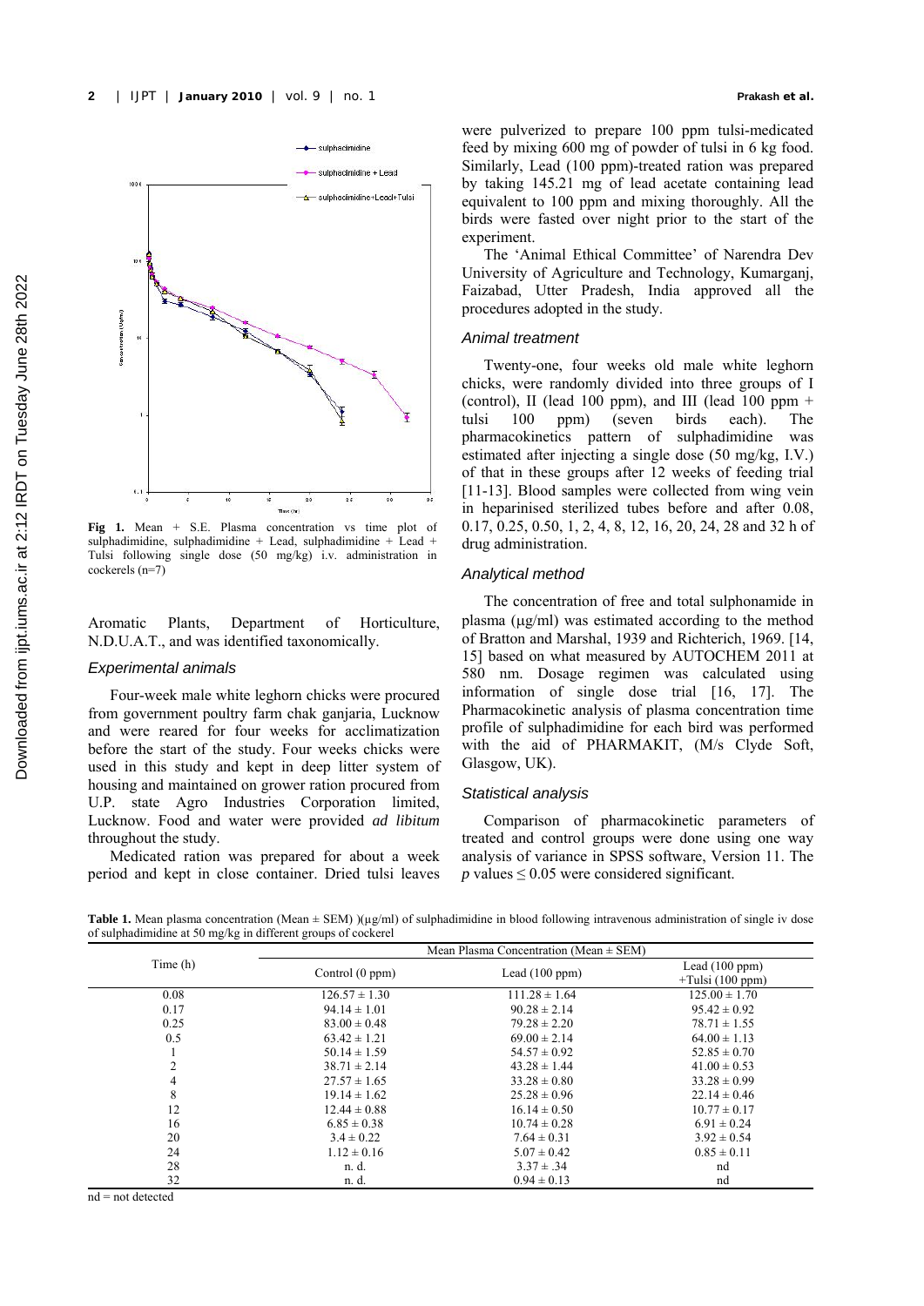Fig 1. Mean + S.E. Plasma concentration vs time plot of sulphadimidine, sulphadimidine + Lead, sulphadimidine + Lead + Tulsi following single dose (50 mg/kg) i.v. administration in cockerels (n=7)

Aromatic Plants, Department of Horticulture, N.D.U.A.T., and was identified taxonomically.

### *Experimental animals*

Four-week male white leghorn chicks were procured from government poultry farm chak ganjaria, Lucknow and were reared for four weeks for acclimatization before the start of the study. Four weeks chicks were used in this study and kept in deep litter system of housing and maintained on grower ration procured from U.P. state Agro Industries Corporation limited, Lucknow. Food and water were provided *ad libitum* throughout the study.

Medicated ration was prepared for about a week period and kept in close container. Dried tulsi leaves were pulverized to prepare 100 ppm tulsi-medicated feed by mixing 600 mg of powder of tulsi in 6 kg food. Similarly, Lead (100 ppm)-treated ration was prepared by taking 145.21 mg of lead acetate containing lead equivalent to 100 ppm and mixing thoroughly. All the birds were fasted over night prior to the start of the experiment.

The 'Animal Ethical Committee' of Narendra Dev University of Agriculture and Technology, Kumarganj, Faizabad, Utter Pradesh, India approved all the procedures adopted in the study.

### *Animal treatment*

Twenty-one, four weeks old male white leghorn chicks, were randomly divided into three groups of I (control), II (lead 100 ppm), and III (lead 100 ppm + tulsi 100 ppm) (seven birds each). The pharmacokinetics pattern of sulphadimidine was estimated after injecting a single dose (50 mg/kg, I.V.) of that in these groups after 12 weeks of feeding trial [11-13]. Blood samples were collected from wing vein in heparinised sterilized tubes before and after 0.08, 0.17, 0.25, 0.50, 1, 2, 4, 8, 12, 16, 20, 24, 28 and 32 h of drug administration.

### *Analytical method*

The concentration of free and total sulphonamide in plasma (µg/ml) was estimated according to the method of Bratton and Marshal, 1939 and Richterich, 1969. [14, 15] based on what measured by AUTOCHEM 2011 at 580 nm. Dosage regimen was calculated using information of single dose trial [16, 17]. The Pharmacokinetic analysis of plasma concentration time profile of sulphadimidine for each bird was performed with the aid of PHARMAKIT, (M/s Clyde Soft, Glasgow, UK).

### *Statistical analysis*

Comparison of pharmacokinetic parameters of treated and control groups were done using one way analysis of variance in SPSS software, Version 11. The *p* values $\leq 0.05$ were considered significant.

**Table 1.** Mean plasma concentration (Mean ± SEM) )(µg/ml) of sulphadimidine in blood following intravenous administration of single iv dose of sulphadimidine at 50 mg/kg in different groups of cockerel

| Time (h) | Mean Plasma Concentration (Mean ± SEM) | | |
|---|---|---|---|
| | Control (0 ppm) | Lead (100 ppm) | Lead (100 ppm) +Tulsi (100 ppm) |
| 0.08 | 126.57 ± 1.30 | 111.28 ± 1.64 | 125.00 ± 1.70 |
| 0.17 | 94.14 ± 1.01 | 90.28 ± 2.14 | 95.42 ± 0.92 |
| 0.25 | 83.00 ± 0.48 | 79.28 ± 2.20 | 78.71 ± 1.55 |
| 0.5 | 63.42 ± 1.21 | 69.00 ± 2.14 | 64.00 ± 1.13 |
| 1 | 50.14 ± 1.59 | 54.57 ± 0.92 | 52.85 ± 0.70 |
| 2 | 38.71 ± 2.14 | 43.28 ± 1.44 | 41.00 ± 0.53 |
| 4 | 27.57 ± 1.65 | 33.28 ± 0.80 | 33.28 ± 0.99 |
| 8 | 19.14 ± 1.62 | 25.28 ± 0.96 | 22.14 ± 0.46 |
| 12 | 12.44 ± 0.88 | 16.14 ± 0.50 | 10.77 ± 0.17 |
| 16 | 6.85 ± 0.38 | 10.74 ± 0.28 | 6.91 ± 0.24 |
| 20 | 3.4 ± 0.22 | 7.64 ± 0.31 | 3.92 ± 0.54 |
| 24 | 1.12 ± 0.16 | 5.07 ± 0.42 | 0.85 ± 0.11 |
| 28 | n. d. | 3.37 ± .34 | nd |
| 32 | n. d. | 0.94 ± 0.13 | nd |

nd = not detected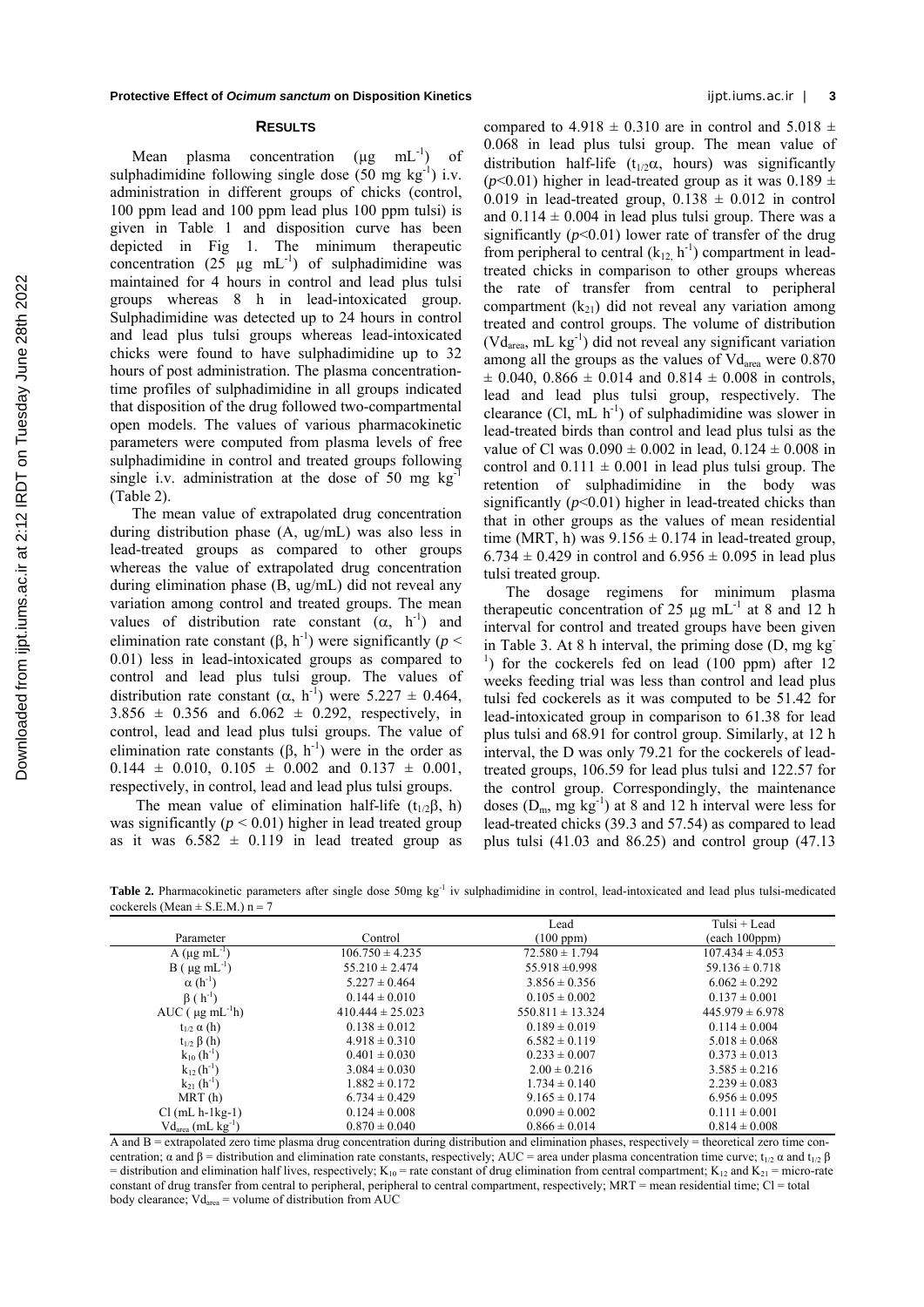## RESULTS

Mean plasma concentration ($\mu g\ mL^{-1}$) of sulphadimidine following single dose (50 mg $kg^{-1}$) i.v. administration in different groups of chicks (control, 100 ppm lead and 100 ppm lead plus 100 ppm tulsi) is given in Table 1 and disposition curve has been depicted in Fig 1. The minimum therapeutic concentration (25 $\mu g\ mL^{-1}$) of sulphadimidine was maintained for 4 hours in control and lead plus tulsi groups whereas 8 h in lead-intoxicated group. Sulphadimidine was detected up to 24 hours in control and lead plus tulsi groups whereas lead-intoxicated chicks were found to have sulphadimidine up to 32 hours of post administration. The plasma concentration-time profiles of sulphadimidine in all groups indicated that disposition of the drug followed two-compartmental open models. The values of various pharmacokinetic parameters were computed from plasma levels of free sulphadimidine in control and treated groups following single i.v. administration at the dose of 50 mg $kg^{-1}$ (Table 2).

The mean value of extrapolated drug concentration during distribution phase (A, ug/mL) was also less in lead-treated groups as compared to other groups whereas the value of extrapolated drug concentration during elimination phase (B, ug/mL) did not reveal any variation among control and treated groups. The mean values of distribution rate constant ($\alpha$, $h^{-1}$) and elimination rate constant ($\beta$, $h^{-1}$) were significantly ($p < 0.01$) less in lead-intoxicated groups as compared to control and lead plus tulsi group. The values of distribution rate constant ($\alpha$, $h^{-1}$) were 5.227 ± 0.464, 3.856 ± 0.356 and 6.062 ± 0.292, respectively, in control, lead and lead plus tulsi groups. The value of elimination rate constants ($\beta$, $h^{-1}$) were in the order as 0.144 ± 0.010, 0.105 ± 0.002 and 0.137 ± 0.001, respectively, in control, lead and lead plus tulsi groups.

The mean value of elimination half-life ($t_{1/2}\beta$, h) was significantly ($p < 0.01$) higher in lead treated group as it was 6.582 ± 0.119 in lead treated group as compared to 4.918 ± 0.310 are in control and 5.018 ± 0.068 in lead plus tulsi group. The mean value of distribution half-life ($t_{1/2}\alpha$, hours) was significantly ($p<0.01$) higher in lead-treated group as it was 0.189 ± 0.019 in lead-treated group, 0.138 ± 0.012 in control and 0.114 ± 0.004 in lead plus tulsi group. There was a significantly ($p<0.01$) lower rate of transfer of the drug from peripheral to central ($k_{12}$, $h^{-1}$) compartment in lead-treated chicks in comparison to other groups whereas the rate of transfer from central to peripheral compartment ($k_{21}$) did not reveal any variation among treated and control groups. The volume of distribution ($Vd_{area}$, mL $kg^{-1}$) did not reveal any significant variation among all the groups as the values of $Vd_{area}$ were 0.870 ± 0.040, 0.866 ± 0.014 and 0.814 ± 0.008 in controls, lead and lead plus tulsi group, respectively. The clearance (Cl, mL $h^{-1}$) of sulphadimidine was slower in lead-treated birds than control and lead plus tulsi as the value of Cl was 0.090 ± 0.002 in lead, 0.124 ± 0.008 in control and 0.111 ± 0.001 in lead plus tulsi group. The retention of sulphadimidine in the body was significantly ($p<0.01$) higher in lead-treated chicks than that in other groups as the values of mean residential time (MRT, h) was 9.156 ± 0.174 in lead-treated group, 6.734 ± 0.429 in control and 6.956 ± 0.095 in lead plus tulsi treated group.

The dosage regimens for minimum plasma therapeutic concentration of 25 $\mu g\ mL^{-1}$ at 8 and 12 h interval for control and treated groups have been given in Table 3. At 8 h interval, the priming dose (D, mg $kg^{-1}$) for the cockerels fed on lead (100 ppm) after 12 weeks feeding trial was less than control and lead plus tulsi fed cockerels as it was computed to be 51.42 for lead-intoxicated group in comparison to 61.38 for lead plus tulsi and 68.91 for control group. Similarly, at 12 h interval, the D was only 79.21 for the cockerels of lead-treated groups, 106.59 for lead plus tulsi and 122.57 for the control group. Correspondingly, the maintenance doses ($D_m$, mg $kg^{-1}$) at 8 and 12 h interval were less for lead-treated chicks (39.3 and 57.54) as compared to lead plus tulsi (41.03 and 86.25) and control group (47.13

**Table 2.** Pharmacokinetic parameters after single dose 50mg $kg^{-1}$ iv sulphadimidine in control, lead-intoxicated and lead plus tulsi-medicated cockerels (Mean ± S.E.M.) n = 7

| Parameter | Control | Lead (100 ppm) | Tulsi + Lead (each 100ppm) |
|---|---|---|---|
| A ($\mu g\ mL^{-1}$) | 106.750 ± 4.235 | 72.580 ± 1.794 | 107.434 ± 4.053 |
| B ($\mu g\ mL^{-1}$) | 55.210 ± 2.474 | 55.918 ±0.998 | 59.136 ± 0.718 |
| $\alpha$ ($h^{-1}$) | 5.227 ± 0.464 | 3.856 ± 0.356 | 6.062 ± 0.292 |
| $\beta$ ($h^{-1}$) | 0.144 ± 0.010 | 0.105 ± 0.002 | 0.137 ± 0.001 |
| AUC ($\mu g\ mL^{-1}h$) | 410.444 ± 25.023 | 550.811 ± 13.324 | 445.979 ± 6.978 |
| $t_{1/2}\ \alpha$ (h) | 0.138 ± 0.012 | 0.189 ± 0.019 | 0.114 ± 0.004 |
| $t_{1/2}\ \beta$ (h) | 4.918 ± 0.310 | 6.582 ± 0.119 | 5.018 ± 0.068 |
| $k_{10}$ ($h^{-1}$) | 0.401 ± 0.030 | 0.233 ± 0.007 | 0.373 ± 0.013 |
| $k_{12}$ ($h^{-1}$) | 3.084 ± 0.030 | 2.00 ± 0.216 | 3.585 ± 0.216 |
| $k_{21}$ ($h^{-1}$) | 1.882 ± 0.172 | 1.734 ± 0.140 | 2.239 ± 0.083 |
| MRT (h) | 6.734 ± 0.429 | 9.165 ± 0.174 | 6.956 ± 0.095 |
| Cl (mL h-1kg-1) | 0.124 ± 0.008 | 0.090 ± 0.002 | 0.111 ± 0.001 |
| $Vd_{area}$ (mL $kg^{-1}$) | 0.870 ± 0.040 | 0.866 ± 0.014 | 0.814 ± 0.008 |

A and B = extrapolated zero time plasma drug concentration during distribution and elimination phases, respectively = theoretical zero time concentration; $\alpha$ and $\beta$ = distribution and elimination rate constants, respectively; AUC = area under plasma concentration time curve; $t_{1/2}\ \alpha$ and $t_{1/2}\ \beta$ = distribution and elimination half lives, respectively; $K_{10}$ = rate constant of drug elimination from central compartment; $K_{12}$ and $K_{21}$ = micro-rate constant of drug transfer from central to peripheral, peripheral to central compartment, respectively; MRT = mean residential time; Cl = total body clearance; $Vd_{area}$ = volume of distribution from AUC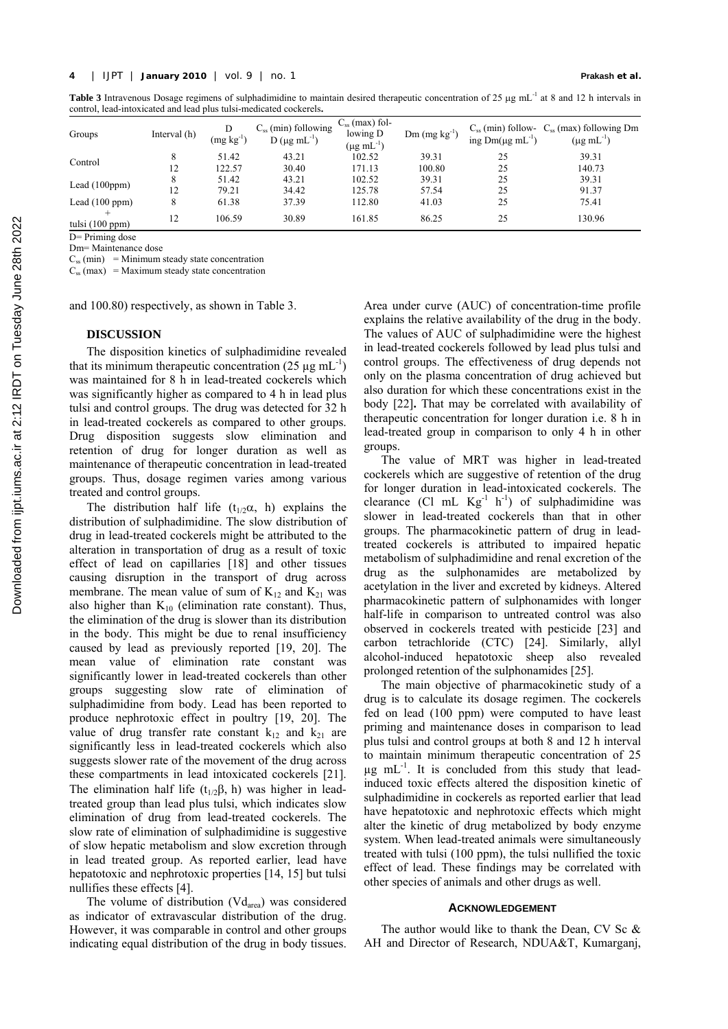**Table 3** Intravenous Dosage regimens of sulphadimidine to maintain desired therapeutic concentration of 25 μg $mL^{-1}$ at 8 and 12 h intervals in control, lead-intoxicated and lead plus tulsi-medicated cockerels**.**

| Groups | Interval (h) | D ($mg\ kg^{-1}$) | $C_{ss}$ (min) following D (μg $mL^{-1}$) | $C_{ss}$ (max) following D (μg $mL^{-1}$) | Dm ($mg\ kg^{-1}$) | $C_{ss}$ (min) following Dm(μg $mL^{-1}$) | $C_{ss}$ (max) following Dm (μg $mL^{-1}$) |
|---|---|---|---|---|---|---|---|
| Control | 8 | 51.42 | 43.21 | 102.52 | 39.31 | 25 | 39.31 |
| | 12 | 122.57 | 30.40 | 171.13 | 100.80 | 25 | 140.73 |
| Lead (100ppm) | 8 | 51.42 | 43.21 | 102.52 | 39.31 | 25 | 39.31 |
| | 12 | 79.21 | 34.42 | 125.78 | 57.54 | 25 | 91.37 |
| Lead (100 ppm) + tulsi (100 ppm) | 8 | 61.38 | 37.39 | 112.80 | 41.03 | 25 | 75.41 |
| | 12 | 106.59 | 30.89 | 161.85 | 86.25 | 25 | 130.96 |

D= Priming dose
Dm= Maintenance dose
$C_{ss}$ (min) = Minimum steady state concentration
$C_{ss}$ (max) = Maximum steady state concentration

and 100.80) respectively, as shown in Table 3.

## DISCUSSION

The disposition kinetics of sulphadimidine revealed that its minimum therapeutic concentration (25 μg $mL^{-1}$) was maintained for 8 h in lead-treated cockerels which was significantly higher as compared to 4 h in lead plus tulsi and control groups. The drug was detected for 32 h in lead-treated cockerels as compared to other groups. Drug disposition suggests slow elimination and retention of drug for longer duration as well as maintenance of therapeutic concentration in lead-treated groups. Thus, dosage regimen varies among various treated and control groups.

The distribution half life ($t_{1/2}\alpha$, h) explains the distribution of sulphadimidine. The slow distribution of drug in lead-treated cockerels might be attributed to the alteration in transportation of drug as a result of toxic effect of lead on capillaries [18] and other tissues causing disruption in the transport of drug across membrane. The mean value of sum of $K_{12}$ and $K_{21}$ was also higher than $K_{10}$ (elimination rate constant). Thus, the elimination of the drug is slower than its distribution in the body. This might be due to renal insufficiency caused by lead as previously reported [19, 20]. The mean value of elimination rate constant was significantly lower in lead-treated cockerels than other groups suggesting slow rate of elimination of sulphadimidine from body. Lead has been reported to produce nephrotoxic effect in poultry [19, 20]. The value of drug transfer rate constant $k_{12}$ and $k_{21}$ are significantly less in lead-treated cockerels which also suggests slower rate of the movement of the drug across these compartments in lead intoxicated cockerels [21]. The elimination half life ($t_{1/2}\beta$, h) was higher in lead-treated group than lead plus tulsi, which indicates slow elimination of drug from lead-treated cockerels. The slow rate of elimination of sulphadimidine is suggestive of slow hepatic metabolism and slow excretion through in lead treated group. As reported earlier, lead have hepatotoxic and nephrotoxic properties [14, 15] but tulsi nullifies these effects [4].

The volume of distribution ($Vd_{area}$) was considered as indicator of extravascular distribution of the drug. However, it was comparable in control and other groups indicating equal distribution of the drug in body tissues. Area under curve (AUC) of concentration-time profile explains the relative availability of the drug in the body. The values of AUC of sulphadimidine were the highest in lead-treated cockerels followed by lead plus tulsi and control groups. The effectiveness of drug depends not only on the plasma concentration of drug achieved but also duration for which these concentrations exist in the body [22]**.** That may be correlated with availability of therapeutic concentration for longer duration i.e. 8 h in lead-treated group in comparison to only 4 h in other groups.

The value of MRT was higher in lead-treated cockerels which are suggestive of retention of the drug for longer duration in lead-intoxicated cockerels. The clearance (Cl mL $Kg^{-1}$ $h^{-1}$) of sulphadimidine was slower in lead-treated cockerels than that in other groups. The pharmacokinetic pattern of drug in lead-treated cockerels is attributed to impaired hepatic metabolism of sulphadimidine and renal excretion of the drug as the sulphonamides are metabolized by acetylation in the liver and excreted by kidneys. Altered pharmacokinetic pattern of sulphonamides with longer half-life in comparison to untreated control was also observed in cockerels treated with pesticide [23] and carbon tetrachloride (CTC) [24]. Similarly, allyl alcohol-induced hepatotoxic sheep also revealed prolonged retention of the sulphonamides [25].

The main objective of pharmacokinetic study of a drug is to calculate its dosage regimen. The cockerels fed on lead (100 ppm) were computed to have least priming and maintenance doses in comparison to lead plus tulsi and control groups at both 8 and 12 h interval to maintain minimum therapeutic concentration of 25 μg $mL^{-1}$. It is concluded from this study that lead-induced toxic effects altered the disposition kinetic of sulphadimidine in cockerels as reported earlier that lead have hepatotoxic and nephrotoxic effects which might alter the kinetic of drug metabolized by body enzyme system. When lead-treated animals were simultaneously treated with tulsi (100 ppm), the tulsi nullified the toxic effect of lead. These findings may be correlated with other species of animals and other drugs as well.

## ACKNOWLEDGEMENT

The author would like to thank the Dean, CV Sc & AH and Director of Research, NDUA&T, Kumarganj,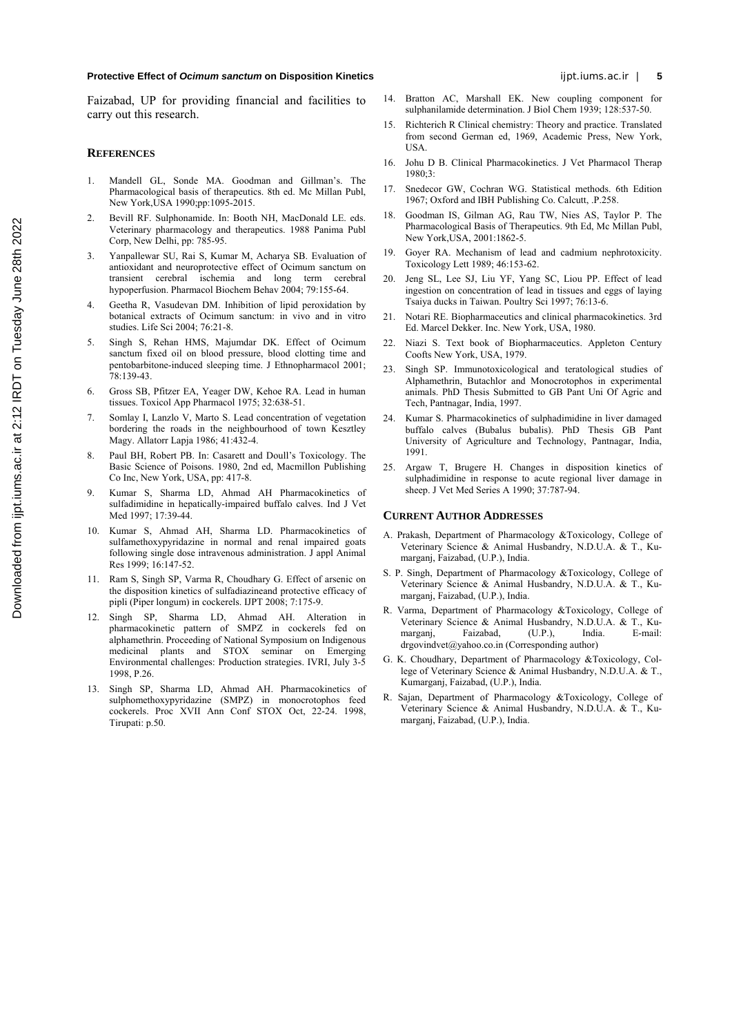Faizabad, UP for providing financial and facilities to carry out this research.

## REFERENCES

1. Mandell GL, Sonde MA. Goodman and Gillman's. The Pharmacological basis of therapeutics. 8th ed. Mc Millan Publ, New York,USA 1990;pp:1095-2015.
2. Bevill RF. Sulphonamide. In: Booth NH, MacDonald LE. eds. Veterinary pharmacology and therapeutics. 1988 Panima Publ Corp, New Delhi, pp: 785-95.
3. Yanpallewar SU, Rai S, Kumar M, Acharya SB. Evaluation of antioxidant and neuroprotective effect of Ocimum sanctum on transient cerebral ischemia and long term cerebral hypoperfusion. Pharmacol Biochem Behav 2004; 79:155-64.
4. Geetha R, Vasudevan DM. Inhibition of lipid peroxidation by botanical extracts of Ocimum sanctum: in vivo and in vitro studies. Life Sci 2004; 76:21-8.
5. Singh S, Rehan HMS, Majumdar DK. Effect of Ocimum sanctum fixed oil on blood pressure, blood clotting time and pentobarbitone-induced sleeping time. J Ethnopharmacol 2001; 78:139-43.
6. Gross SB, Pfitzer EA, Yeager DW, Kehoe RA. Lead in human tissues. Toxicol App Pharmacol 1975; 32:638-51.
7. Somlay I, Lanzlo V, Marto S. Lead concentration of vegetation bordering the roads in the neighbourhood of town Kesztley Magy. Allatorr Lapja 1986; 41:432-4.
8. Paul BH, Robert PB. In: Casarett and Doull's Toxicology. The Basic Science of Poisons. 1980, 2nd ed, Macmillon Publishing Co Inc, New York, USA, pp: 417-8.
9. Kumar S, Sharma LD, Ahmad AH Pharmacokinetics of sulfadimidine in hepatically-impaired buffalo calves. Ind J Vet Med 1997; 17:39-44.
10. Kumar S, Ahmad AH, Sharma LD. Pharmacokinetics of sulfamethoxypyridazine in normal and renal impaired goats following single dose intravenous administration. J appl Animal Res 1999; 16:147-52.
11. Ram S, Singh SP, Varma R, Choudhary G. Effect of arsenic on the disposition kinetics of sulfadiazineand protective efficacy of pipli (Piper longum) in cockerels. IJPT 2008; 7:175-9.
12. Singh SP, Sharma LD, Ahmad AH. Alteration in pharmacokinetic pattern of SMPZ in cockerels fed on alphamethrin. Proceeding of National Symposium on Indigenous medicinal plants and STOX seminar on Emerging Environmental challenges: Production strategies. IVRI, July 3-5 1998, P.26.
13. Singh SP, Sharma LD, Ahmad AH. Pharmacokinetics of sulphomethoxypyridazine (SMPZ) in monocrotophos feed cockerels. Proc XVII Ann Conf STOX Oct, 22-24. 1998, Tirupati: p.50.
14. Bratton AC, Marshall EK. New coupling component for sulphanilamide determination. J Biol Chem 1939; 128:537-50.
15. Richterich R Clinical chemistry: Theory and practice. Translated from second German ed, 1969, Academic Press, New York, USA.
16. Johu D B. Clinical Pharmacokinetics. J Vet Pharmacol Therap 1980;3:
17. Snedecor GW, Cochran WG. Statistical methods. 6th Edition 1967; Oxford and IBH Publishing Co. Calcutt, .P.258.
18. Goodman IS, Gilman AG, Rau TW, Nies AS, Taylor P. The Pharmacological Basis of Therapeutics. 9th Ed, Mc Millan Publ, New York,USA, 2001:1862-5.
19. Goyer RA. Mechanism of lead and cadmium nephrotoxicity. Toxicology Lett 1989; 46:153-62.
20. Jeng SL, Lee SJ, Liu YF, Yang SC, Liou PP. Effect of lead ingestion on concentration of lead in tissues and eggs of laying Tsaiya ducks in Taiwan. Poultry Sci 1997; 76:13-6.
21. Notari RE. Biopharmaceutics and clinical pharmacokinetics. 3rd Ed. Marcel Dekker. Inc. New York, USA, 1980.
22. Niazi S. Text book of Biopharmaceutics. Appleton Century Coofts New York, USA, 1979.
23. Singh SP. Immunotoxicological and teratological studies of Alphamethrin, Butachlor and Monocrotophos in experimental animals. PhD Thesis Submitted to GB Pant Uni Of Agric and Tech, Pantnagar, India, 1997.
24. Kumar S. Pharmacokinetics of sulphadimidine in liver damaged buffalo calves (Bubalus bubalis). PhD Thesis GB Pant University of Agriculture and Technology, Pantnagar, India, 1991.
25. Argaw T, Brugere H. Changes in disposition kinetics of sulphadimidine in response to acute regional liver damage in sheep. J Vet Med Series A 1990; 37:787-94.

## CURRENT AUTHOR ADDRESSES

A. Prakash, Department of Pharmacology &Toxicology, College of Veterinary Science & Animal Husbandry, N.D.U.A. & T., Kumarganj, Faizabad, (U.P.), India.

S. P. Singh, Department of Pharmacology &Toxicology, College of Veterinary Science & Animal Husbandry, N.D.U.A. & T., Kumarganj, Faizabad, (U.P.), India.

R. Varma, Department of Pharmacology &Toxicology, College of Veterinary Science & Animal Husbandry, N.D.U.A. & T., Kumarganj, Faizabad, (U.P.), India. E-mail: drgovindvet@yahoo.co.in (Corresponding author)

G. K. Choudhary, Department of Pharmacology &Toxicology, College of Veterinary Science & Animal Husbandry, N.D.U.A. & T., Kumarganj, Faizabad, (U.P.), India.

R. Sajan, Department of Pharmacology &Toxicology, College of Veterinary Science & Animal Husbandry, N.D.U.A. & T., Kumarganj, Faizabad, (U.P.), India.